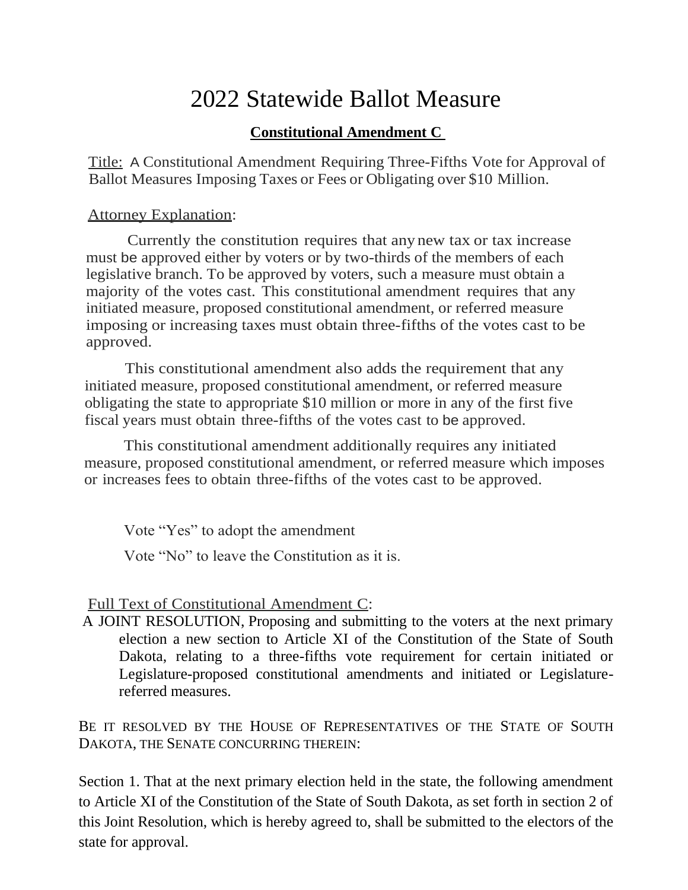# 2022 Statewide Ballot Measure

## Constitutional Amendment C

Title: A Constitutional Amendment Requiring Three-Fifths Vote for Approval of Ballot Measures Imposing Taxes or Fees or Obligating over $10 Million.

Attorney Explanation:

Currently the constitution requires that any new tax or tax increase must be approved either by voters or by two-thirds of the members of each legislative branch. To be approved by voters, such a measure must obtain a majority of the votes cast. This constitutional amendment requires that any initiated measure, proposed constitutional amendment, or referred measure imposing or increasing taxes must obtain three-fifths of the votes cast to be approved.

This constitutional amendment also adds the requirement that any initiated measure, proposed constitutional amendment, or referred measure obligating the state to appropriate $10 million or more in any of the first five fiscal years must obtain three-fifths of the votes cast to be approved.

This constitutional amendment additionally requires any initiated measure, proposed constitutional amendment, or referred measure which imposes or increases fees to obtain three-fifths of the votes cast to be approved.

Vote "Yes" to adopt the amendment

Vote "No" to leave the Constitution as it is.

Full Text of Constitutional Amendment C:

A JOINT RESOLUTION, Proposing and submitting to the voters at the next primary election a new section to Article XI of the Constitution of the State of South Dakota, relating to a three-fifths vote requirement for certain initiated or Legislature-proposed constitutional amendments and initiated or Legislature-referred measures.

BE IT RESOLVED BY THE HOUSE OF REPRESENTATIVES OF THE STATE OF SOUTH DAKOTA, THE SENATE CONCURRING THEREIN:

Section 1. That at the next primary election held in the state, the following amendment to Article XI of the Constitution of the State of South Dakota, as set forth in section 2 of this Joint Resolution, which is hereby agreed to, shall be submitted to the electors of the state for approval.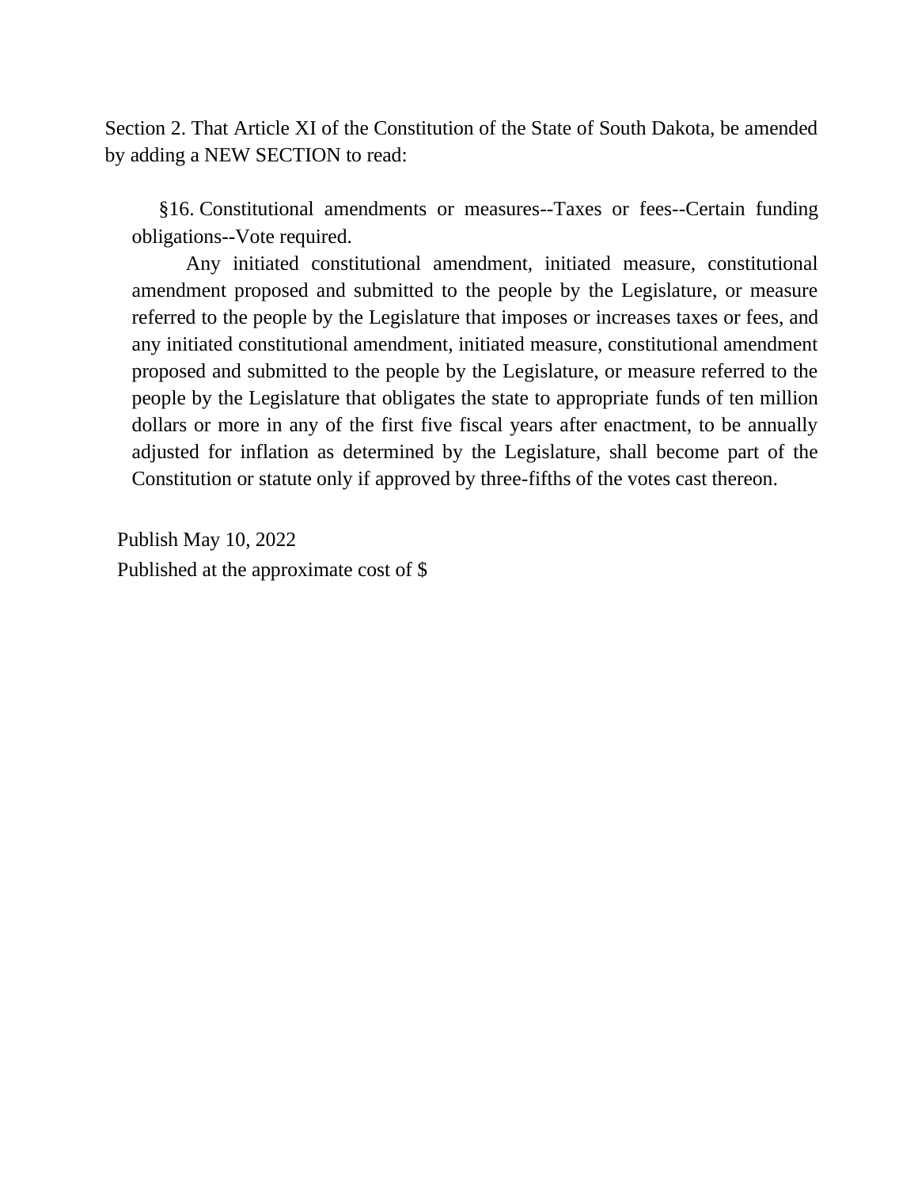Section 2. That Article XI of the Constitution of the State of South Dakota, be amended by adding a NEW SECTION to read:

§16. Constitutional amendments or measures--Taxes or fees--Certain funding obligations--Vote required.

Any initiated constitutional amendment, initiated measure, constitutional amendment proposed and submitted to the people by the Legislature, or measure referred to the people by the Legislature that imposes or increases taxes or fees, and any initiated constitutional amendment, initiated measure, constitutional amendment proposed and submitted to the people by the Legislature, or measure referred to the people by the Legislature that obligates the state to appropriate funds of ten million dollars or more in any of the first five fiscal years after enactment, to be annually adjusted for inflation as determined by the Legislature, shall become part of the Constitution or statute only if approved by three-fifths of the votes cast thereon.

Publish May 10, 2022

Published at the approximate cost of $